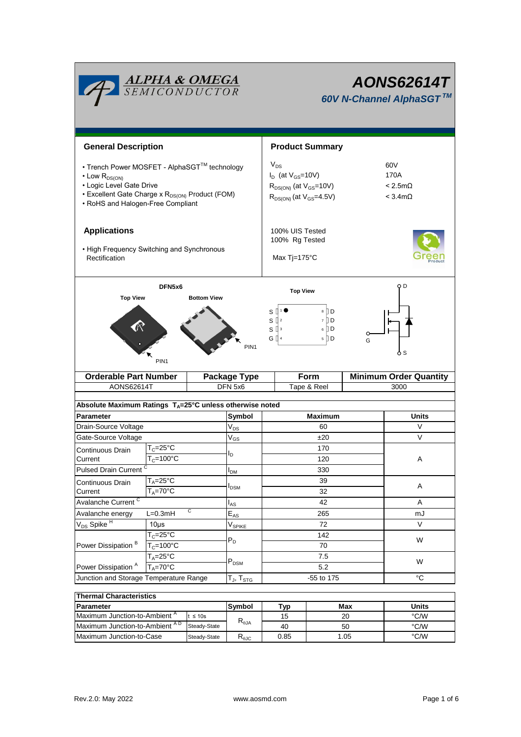# AONS62614T

## 60V N-Channel AlphaSGT™

## General Description

- Trench Power MOSFET - AlphaSGT™ technology
- Low $R_{DS(ON)}$
- Logic Level Gate Drive
- Excellent Gate Charge x $R_{DS(ON)}$ Product (FOM)
- RoHS and Halogen-Free Compliant

## Product Summary

| | |
|---|---|
| $V_{DS}$ | 60V |
| $I_D$ (at $V_{GS}$=10V) | 170A |
| $R_{DS(ON)}$ (at $V_{GS}$=10V) | < 2.5mΩ |
| $R_{DS(ON)}$ (at $V_{GS}$=4.5V) | < 3.4mΩ |

100% UIS Tested
100% Rg Tested

Max Tj=175°C

## Applications

- High Frequency Switching and Synchronous Rectification

DFN5x6

Top View

Bottom View

PIN1

PIN1

Top View

S 1, S 2, S 3, G 4, 8 D, 7 D, 6 D, 5 D

D

G

S

| Orderable Part Number | Package Type | Form | Minimum Order Quantity |
|---|---|---|---|
| AONS62614T | DFN 5x6 | Tape & Reel | 3000 |

**Absolute Maximum Ratings $T_A$=25°C unless otherwise noted**

| Parameter | | Symbol | Maximum | Units |
|---|---|---|---|---|
| Drain-Source Voltage | | $V_{DS}$ | 60 | V |
| Gate-Source Voltage | | $V_{GS}$ | ±20 | V |
| Continuous Drain Current | $T_C$=25°C | $I_D$ | 170 | A |
| | $T_C$=100°C | | 120 | |
| Pulsed Drain Current [C] | | $I_{DM}$ | 330 | |
| Continuous Drain Current | $T_A$=25°C | $I_{DSM}$ | 39 | A |
| | $T_A$=70°C | | 32 | |
| Avalanche Current [C] | | $I_{AS}$ | 42 | A |
| Avalanche energy | L=0.3mH [C] | $E_{AS}$ | 265 | mJ |
| $V_{DS}$ Spike [H] | 10µs | $V_{SPIKE}$ | 72 | V |
| Power Dissipation [B] | $T_C$=25°C | $P_D$ | 142 | W |
| | $T_C$=100°C | | 70 | |
| Power Dissipation [A] | $T_A$=25°C | $P_{DSM}$ | 7.5 | W |
| | $T_A$=70°C | | 5.2 | |
| Junction and Storage Temperature Range | | $T_J$, $T_{STG}$ | -55 to 175 | °C |

**Thermal Characteristics**

| Parameter | | Symbol | Typ | Max | Units |
|---|---|---|---|---|---|
| Maximum Junction-to-Ambient [A] | t ≤ 10s | $R_{\theta JA}$ | 15 | 20 | °C/W |
| Maximum Junction-to-Ambient [A D] | Steady-State | | 40 | 50 | °C/W |
| Maximum Junction-to-Case | Steady-State | $R_{\theta JC}$ | 0.85 | 1.05 | °C/W |

Rev.2.0: May 2022 www.aosmd.com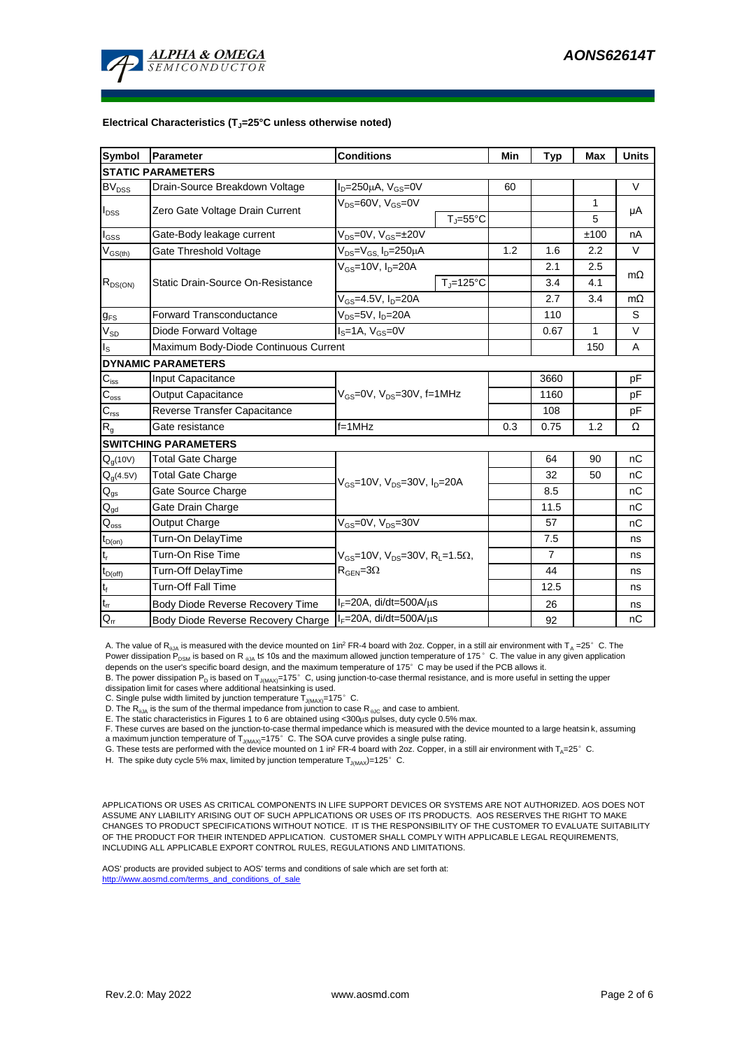**Electrical Characteristics ($T_J$=25°C unless otherwise noted)**

| Symbol | Parameter | Conditions | | Min | Typ | Max | Units |
|---|---|---|---|---|---|---|---|
| **STATIC PARAMETERS** | | | | | | | |
| $BV_{DSS}$ | Drain-Source Breakdown Voltage | $I_D$=250µA, $V_{GS}$=0V | | 60 | | | V |
| $I_{DSS}$ | Zero Gate Voltage Drain Current | $V_{DS}$=60V, $V_{GS}$=0V | | | | 1 | µA |
| | | | $T_J$=55°C | | | 5 | |
| $I_{GSS}$ | Gate-Body leakage current | $V_{DS}$=0V, $V_{GS}$=±20V | | | | ±100 | nA |
| $V_{GS(th)}$ | Gate Threshold Voltage | $V_{DS}$=$V_{GS}$, $I_D$=250µA | | 1.2 | 1.6 | 2.2 | V |
| $R_{DS(ON)}$ | Static Drain-Source On-Resistance | $V_{GS}$=10V, $I_D$=20A | | | 2.1 | 2.5 | mΩ |
| | | | $T_J$=125°C | | 3.4 | 4.1 | |
| | | $V_{GS}$=4.5V, $I_D$=20A | | | 2.7 | 3.4 | mΩ |
| $g_{FS}$ | Forward Transconductance | $V_{DS}$=5V, $I_D$=20A | | | 110 | | S |
| $V_{SD}$ | Diode Forward Voltage | $I_S$=1A, $V_{GS}$=0V | | | 0.67 | 1 | V |
| $I_S$ | Maximum Body-Diode Continuous Current | | | | | 150 | A |
| **DYNAMIC PARAMETERS** | | | | | | | |
| $C_{iss}$ | Input Capacitance | $V_{GS}$=0V, $V_{DS}$=30V, f=1MHz | | | 3660 | | pF |
| $C_{oss}$ | Output Capacitance | | | | 1160 | | pF |
| $C_{rss}$ | Reverse Transfer Capacitance | | | | 108 | | pF |
| $R_g$ | Gate resistance | f=1MHz | | 0.3 | 0.75 | 1.2 | Ω |
| **SWITCHING PARAMETERS** | | | | | | | |
| $Q_g$(10V) | Total Gate Charge | $V_{GS}$=10V, $V_{DS}$=30V, $I_D$=20A | | | 64 | 90 | nC |
| $Q_g$(4.5V) | Total Gate Charge | | | | 32 | 50 | nC |
| $Q_{gs}$ | Gate Source Charge | | | | 8.5 | | nC |
| $Q_{gd}$ | Gate Drain Charge | | | | 11.5 | | nC |
| $Q_{oss}$ | Output Charge | $V_{GS}$=0V, $V_{DS}$=30V | | | 57 | | nC |
| $t_{D(on)}$ | Turn-On DelayTime | $V_{GS}$=10V, $V_{DS}$=30V, $R_L$=1.5Ω, $R_{GEN}$=3Ω | | | 7.5 | | ns |
| $t_r$ | Turn-On Rise Time | | | | 7 | | ns |
| $t_{D(off)}$ | Turn-Off DelayTime | | | | 44 | | ns |
| $t_f$ | Turn-Off Fall Time | | | | 12.5 | | ns |
| $t_{rr}$ | Body Diode Reverse Recovery Time | $I_F$=20A, di/dt=500A/µs | | | 26 | | ns |
| $Q_{rr}$ | Body Diode Reverse Recovery Charge | $I_F$=20A, di/dt=500A/µs | | | 92 | | nC |

A. The value of $R_{\theta JA}$ is measured with the device mounted on 1in² FR-4 board with 2oz. Copper, in a still air environment with $T_A$ =25° C. The Power dissipation $P_{DSM}$ is based on R $_{\theta JA}$ t≤ 10s and the maximum allowed junction temperature of 175° C. The value in any given application depends on the user's specific board design, and the maximum temperature of 175° C may be used if the PCB allows it.
B. The power dissipation $P_D$ is based on $T_{J(MAX)}$=175° C, using junction-to-case thermal resistance, and is more useful in setting the upper dissipation limit for cases where additional heatsinking is used.
C. Single pulse width limited by junction temperature $T_{J(MAX)}$=175° C.
D. The $R_{\theta JA}$ is the sum of the thermal impedance from junction to case $R_{\theta JC}$ and case to ambient.
E. The static characteristics in Figures 1 to 6 are obtained using <300µs pulses, duty cycle 0.5% max.
F. These curves are based on the junction-to-case thermal impedance which is measured with the device mounted to a large heatsink, assuming a maximum junction temperature of $T_{J(MAX)}$=175° C. The SOA curve provides a single pulse rating.
G. These tests are performed with the device mounted on 1 in² FR-4 board with 2oz. Copper, in a still air environment with $T_A$=25° C.
H. The spike duty cycle 5% max, limited by junction temperature $T_{J(MAX)}$=125° C.

APPLICATIONS OR USES AS CRITICAL COMPONENTS IN LIFE SUPPORT DEVICES OR SYSTEMS ARE NOT AUTHORIZED. AOS DOES NOT ASSUME ANY LIABILITY ARISING OUT OF SUCH APPLICATIONS OR USES OF ITS PRODUCTS. AOS RESERVES THE RIGHT TO MAKE CHANGES TO PRODUCT SPECIFICATIONS WITHOUT NOTICE. IT IS THE RESPONSIBILITY OF THE CUSTOMER TO EVALUATE SUITABILITY OF THE PRODUCT FOR THEIR INTENDED APPLICATION. CUSTOMER SHALL COMPLY WITH APPLICABLE LEGAL REQUIREMENTS, INCLUDING ALL APPLICABLE EXPORT CONTROL RULES, REGULATIONS AND LIMITATIONS.

AOS' products are provided subject to AOS' terms and conditions of sale which are set forth at:
http://www.aosmd.com/terms_and_conditions_of_sale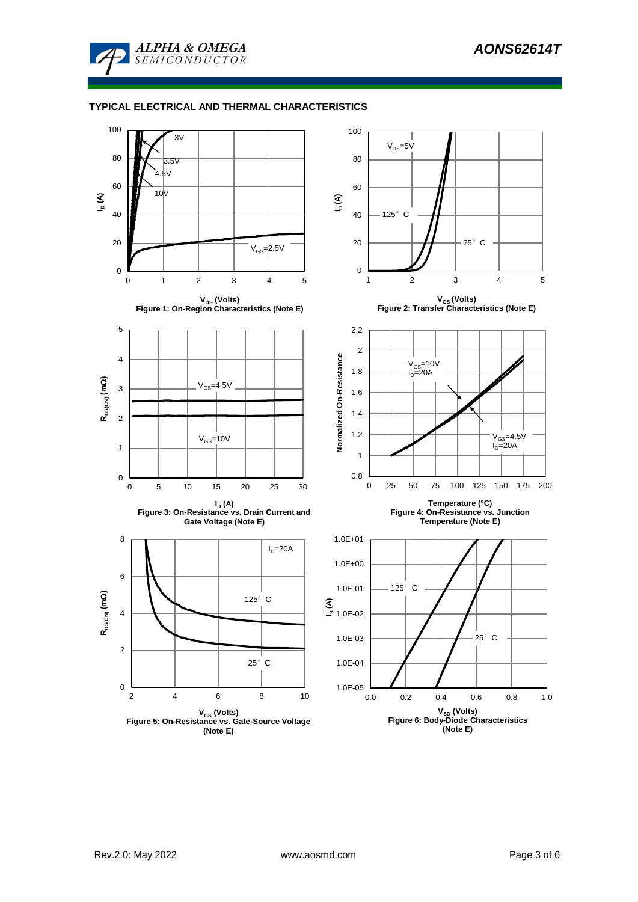## TYPICAL ELECTRICAL AND THERMAL CHARACTERISTICS

100
80
60
40
20
0
0 1 2 3 4 5
$I_D$ (A)
3V
3.5V
4.5V
10V
$V_{GS}$=2.5V
$V_{DS}$ (Volts)

Figure 1: On-Region Characteristics (Note E)

100
80
60
40
20
0
1 2 3 4 5
$I_D$ (A)
$V_{DS}$=5V
125° C
25° C
$V_{GS}$ (Volts)

Figure 2: Transfer Characteristics (Note E)

5
4
3
2
1
0
0 5 10 15 20 25 30
$R_{DS(ON)}$ (mΩ)
$V_{GS}$=4.5V
$V_{GS}$=10V
$I_D$ (A)

Figure 3: On-Resistance vs. Drain Current and Gate Voltage (Note E)

2.2
2
1.8
1.6
1.4
1.2
1
0.8
0 25 50 75 100 125 150 175 200
Normalized On-Resistance
$V_{GS}$=10V
$I_D$=20A
$V_{GS}$=4.5V
$I_D$=20A
Temperature (°C)

Figure 4: On-Resistance vs. Junction Temperature (Note E)

8
6
4
2
0
2 4 6 8 10
$R_{DS(ON)}$ (mΩ)
$I_D$=20A
125° C
25° C
$V_{GS}$ (Volts)

Figure 5: On-Resistance vs. Gate-Source Voltage (Note E)

1.0E+01
1.0E+00
1.0E-01
1.0E-02
1.0E-03
1.0E-04
1.0E-05
0.0 0.2 0.4 0.6 0.8 1.0
$I_S$ (A)
125° C
25° C
$V_{SD}$ (Volts)

Figure 6: Body-Diode Characteristics (Note E)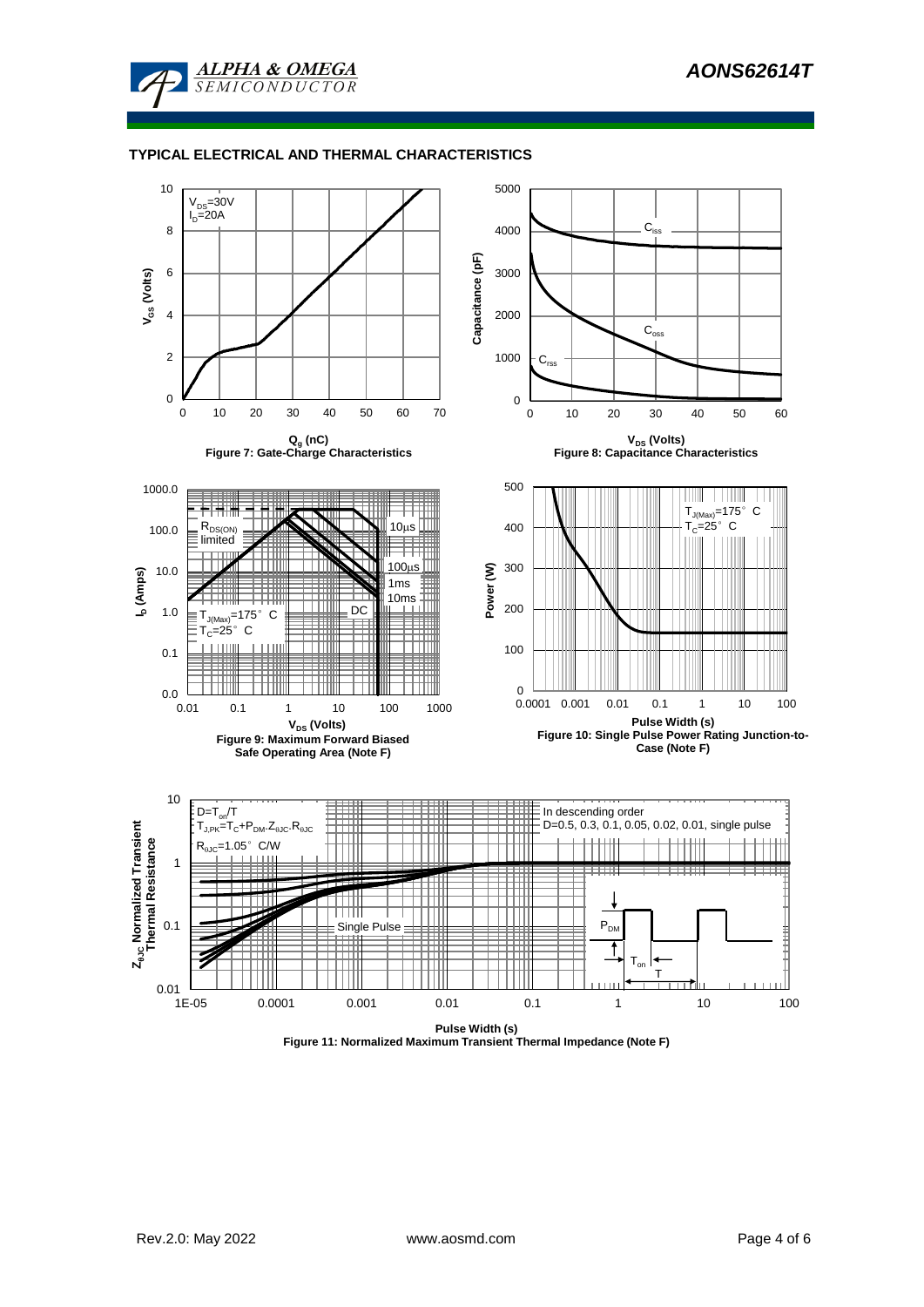## TYPICAL ELECTRICAL AND THERMAL CHARACTERISTICS

$V_{DS}$=30V
$I_D$=20A

$V_{GS}$ (Volts)

10
8
6
4
2
0

0 10 20 30 40 50 60 70

$Q_g$ (nC)

Figure 7: Gate-Charge Characteristics

Capacitance (pF)

5000
4000
3000
2000
1000
0

0 10 20 30 40 50 60

$C_{iss}$
$C_{oss}$
$C_{rss}$

$V_{DS}$ (Volts)

Figure 8: Capacitance Characteristics

$I_D$ (Amps)

1000.0
100.0
10.0
1.0
0.1
0.0

0.01 0.1 1 10 100 1000

$R_{DS(ON)}$ limited

10µs
100µs
1ms
10ms
DC

$T_{J(Max)}$=175° C
$T_C$=25° C

$V_{DS}$ (Volts)

Figure 9: Maximum Forward Biased Safe Operating Area (Note F)

Power (W)

500
400
300
200
100
0

0.0001 0.001 0.01 0.1 1 10 100

$T_{J(Max)}$=175° C
$T_C$=25° C

Pulse Width (s)

Figure 10: Single Pulse Power Rating Junction-to-Case (Note F)

$Z_{\theta JC}$ Normalized Transient Thermal Resistance

10
1
0.1
0.01

1E-05 0.0001 0.001 0.01 0.1 1 10 100

D=$T_{on}$/T
$T_{J,PK}$=$T_C$+$P_{DM}$.$Z_{\theta JC}$.$R_{\theta JC}$
$R_{\theta JC}$=1.05° C/W

In descending order
D=0.5, 0.3, 0.1, 0.05, 0.02, 0.01, single pulse

Single Pulse

$P_{DM}$
$T_{on}$
T

Pulse Width (s)

Figure 11: Normalized Maximum Transient Thermal Impedance (Note F)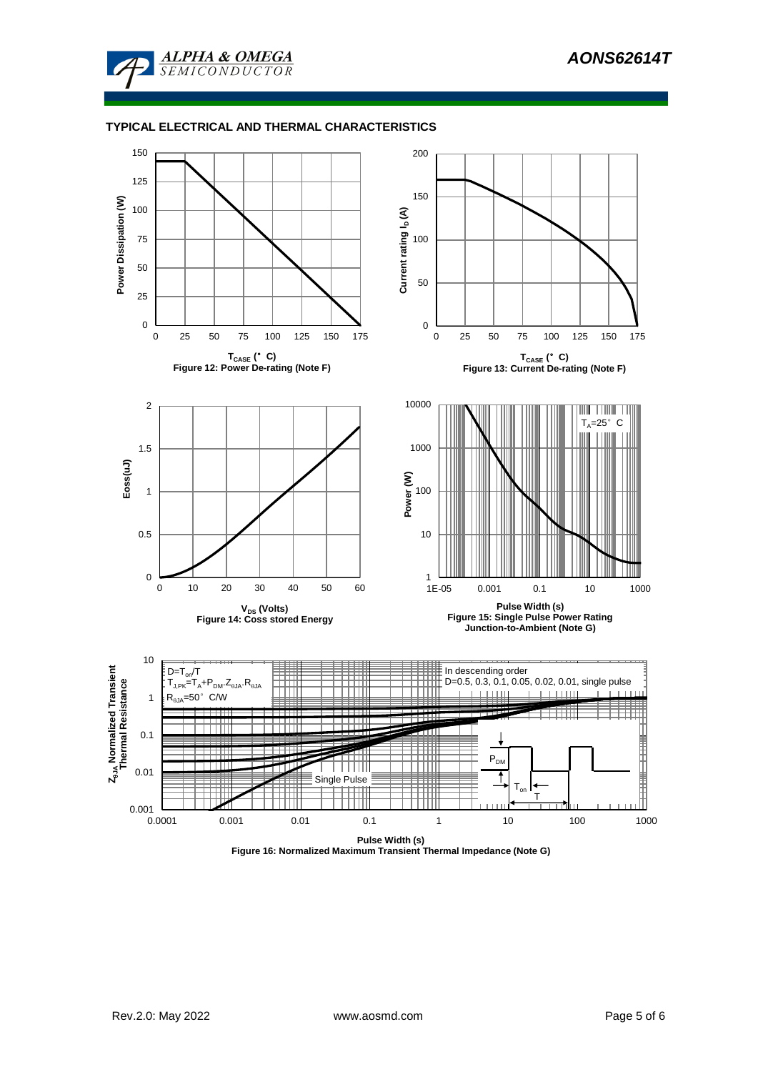## TYPICAL ELECTRICAL AND THERMAL CHARACTERISTICS

Power Dissipation (W)
150
125
100
75
50
25
0
0 25 50 75 100 125 150 175
$T_{CASE}$ (°C)

Figure 12: Power De-rating (Note F)

Current rating $I_D$ (A)
200
150
100
50
0
0 25 50 75 100 125 150 175
$T_{CASE}$ (°C)

Figure 13: Current De-rating (Note F)

Eoss(uJ)
2
1.5
1
0.5
0
0 10 20 30 40 50 60
$V_{DS}$ (Volts)

Figure 14: Coss stored Energy

Power (W)
10000
1000
100
10
1
1E-05 0.001 0.1 10 1000
$T_A$=25°C
Pulse Width (s)

Figure 15: Single Pulse Power Rating Junction-to-Ambient (Note G)

$Z_{\theta JA}$ Normalized Transient Thermal Resistance
10
1
0.1
0.01
0.001
0.0001 0.001 0.01 0.1 1 10 100 1000
D=$T_{on}$/T
$T_{J,PK}$=$T_A$+$P_{DM}$.$Z_{\theta JA}$.$R_{\theta JA}$
$R_{\theta JA}$=50°C/W
In descending order
D=0.5, 0.3, 0.1, 0.05, 0.02, 0.01, single pulse
Single Pulse
$P_{DM}$
$T_{on}$
T
Pulse Width (s)

Figure 16: Normalized Maximum Transient Thermal Impedance (Note G)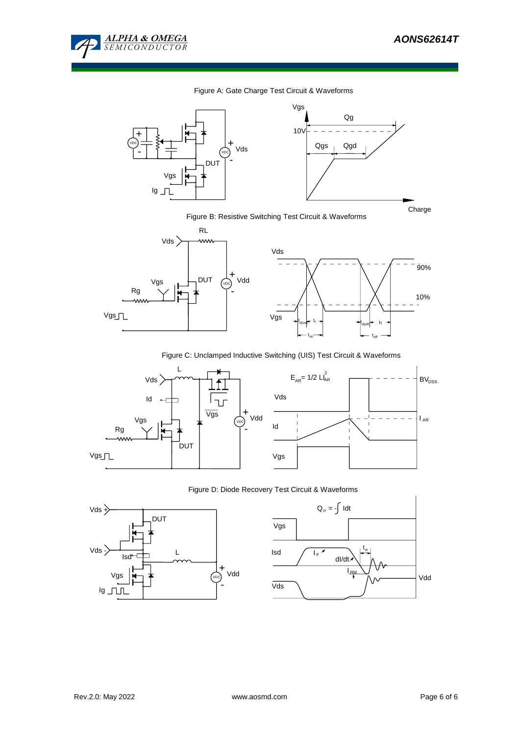Figure A: Gate Charge Test Circuit & Waveforms

Vgs
Qg
10V
Qgs
Qgd
Charge
VDC
Vds
DUT
Vgs
Ig

Figure B: Resistive Switching Test Circuit & Waveforms

RL
Vds
Vgs
DUT
Rg
Vdd
VDC
Vgs
Vds
90%
10%
Vgs
$t_{d(on)}$
$t_r$
$t_{on}$
$t_{d(off)}$
$t_f$
$t_{off}$

Figure C: Unclamped Inductive Switching (UIS) Test Circuit & Waveforms

L
Vds
Id
Vgs
Rg
Vgs
DUT
Vdd
VDC
$E_{AR} = 1/2\ L I_{AR}^2$
$BV_{DSS}$
Vds
Id
$I_{AR}$
Vgs

Figure D: Diode Recovery Test Circuit & Waveforms

Vds +
DUT
Vds -
Isd
L
Vgs
Ig
Vdd
VDC
$Q_{rr} = -\int Idt$
Vgs
Isd
$I_F$
dI/dt
$t_{rr}$
$I_{RM}$
Vdd
Vds